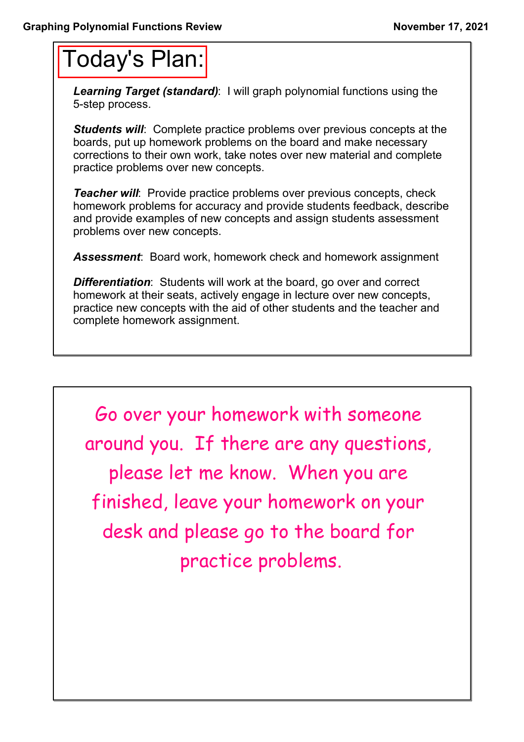# Today's Plan:

***Learning Target (standard)***: I will graph polynomial functions using the 5-step process.

***Students will***: Complete practice problems over previous concepts at the boards, put up homework problems on the board and make necessary corrections to their own work, take notes over new material and complete practice problems over new concepts.

***Teacher will***: Provide practice problems over previous concepts, check homework problems for accuracy and provide students feedback, describe and provide examples of new concepts and assign students assessment problems over new concepts.

***Assessment***: Board work, homework check and homework assignment

***Differentiation***: Students will work at the board, go over and correct homework at their seats, actively engage in lecture over new concepts, practice new concepts with the aid of other students and the teacher and complete homework assignment.

---

Go over your homework with someone around you. If there are any questions, please let me know. When you are finished, leave your homework on your desk and please go to the board for practice problems.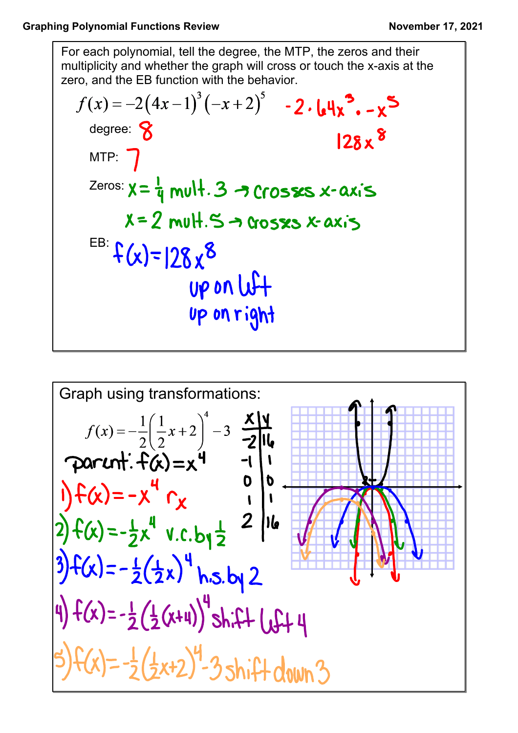Graphing Polynomial Functions Review

November 17, 2021

For each polynomial, tell the degree, the MTP, the zeros and their multiplicity and whether the graph will cross or touch the x-axis at the zero, and the EB function with the behavior.

$$f(x) = -2(4x-1)^3(-x+2)^5$$

$-2 \cdot 64x^3 \cdot -x^5$

$128x^8$

degree: 8

MTP: 7

Zeros: $x = \frac{1}{4}$ mult. 3 → crosses x-axis

$x = 2$ mult. 5 → crosses x-axis

EB: $f(x) = 128x^8$

up on left

up on right

Graph using transformations:

$$f(x) = -\frac{1}{2}\left(\frac{1}{2}x+2\right)^4 - 3$$

| x | y |
|---|---|
| -2 | 16 |
| -1 | 1 |
| 0 | 0 |
| 1 | 1 |
| 2 | 16 |

parent: $f(x) = x^4$

1) $f(x) = -x^4$ $r_x$

2) $f(x) = -\frac{1}{2}x^4$ v.c. by $\frac{1}{2}$

3) $f(x) = -\frac{1}{2}\left(\frac{1}{2}x\right)^4$ h.s. by 2

4) $f(x) = -\frac{1}{2}\left(\frac{1}{2}(x+4)\right)^4$ shift left 4

5) $f(x) = -\frac{1}{2}\left(\frac{1}{2}x+2\right)^4 - 3$ shift down 3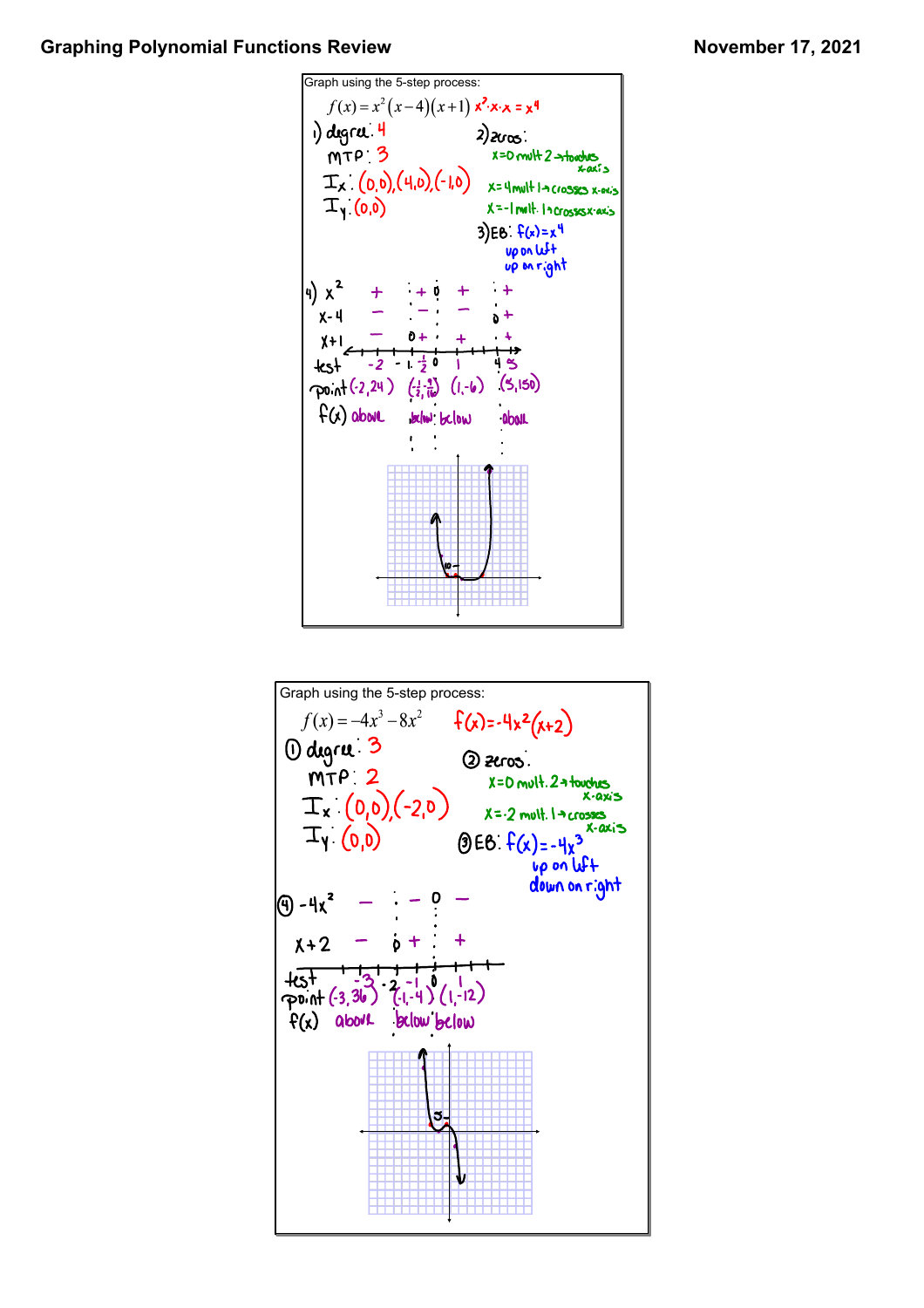# Graphing Polynomial Functions Review

November 17, 2021

Graph using the 5-step process:

$f(x) = x^2(x-4)(x+1)$ $x^2 \cdot x \cdot x = x^4$

1) degree: 4

MTP: 3

$I_x$: (0,0), (4,0), (-1,0)

$I_y$: (0,0)

2) zeros:

$x=0$ mult 2 → touches x-axis

$x=4$ mult 1 → crosses x-axis

$x=-1$ mult 1 → crosses x-axis

3) EB: $f(x)=x^4$

up on left

up on right

4)

| | | | | | |
|---|---|---|---|---|---|
| $x^2$ | + | + | + | + | + |
| $x-4$ | − | − | − | − | + |
| $x+1$ | − | + | + | + | + |
| test | -2 | $-\frac{1}{2}$ | 1 | | 5 |
| point | (-2, 24) | $(-\frac{1}{2}, -\frac{9}{16})$ | (1, -6) | | (5, 150) |
| f(x) | above | below | below | | above |

Graph using the 5-step process:

$f(x) = -4x^3 - 8x^2$ $f(x) = -4x^2(x+2)$

① degree: 3

MTP: 2

$I_x$: (0,0), (-2,0)

$I_y$: (0,0)

② zeros:

$x=0$ mult. 2 → touches x-axis

$x=-2$ mult. 1 → crosses x-axis

③ EB: $f(x) = -4x^3$

up on left

down on right

④

| | | | |
|---|---|---|---|
| $-4x^2$ | − | − | − |
| $x+2$ | − | + | + |
| test | -3 | -1 | 1 |
| point | (-3, 36) | (-1, -4) | (1, -12) |
| f(x) | above | below | below |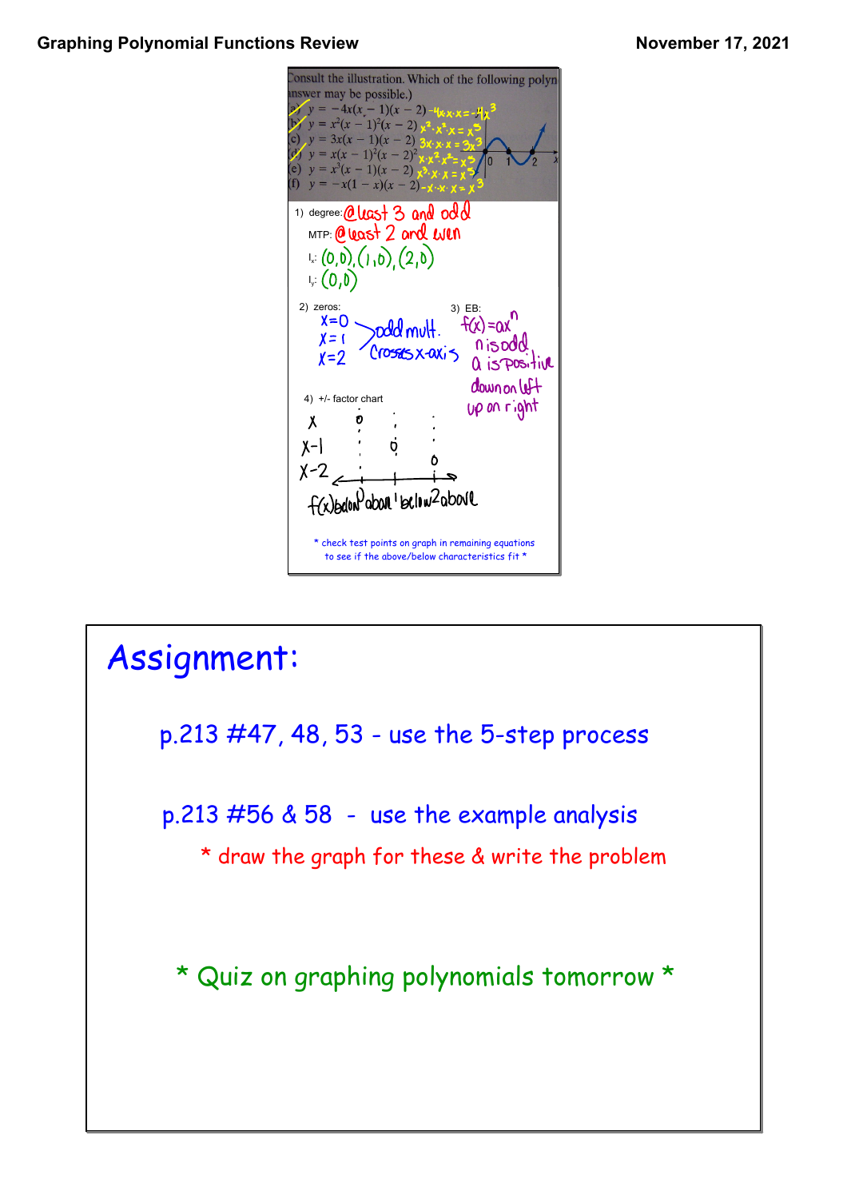## Graphing Polynomial Functions Review

November 17, 2021

Consult the illustration. Which of the following polyn... answer may be possible.)

(a) $y = -4x(x-1)(x-2)$   $-4x \cdot x \cdot x = -4x^3$

(b) $y = x^2(x-1)^2(x-2)$   $x^2 \cdot x^2 \cdot x = x^5$

(c) $y = 3x(x-1)(x-2)$   $3x \cdot x \cdot x = 3x^3$

(d) $y = x(x-1)^2(x-2)^2$   $x \cdot x^2 \cdot x^2 = x^5$

(e) $y = x^3(x-1)(x-2)$   $x^3 \cdot x \cdot x = x^5$

(f) $y = -x(1-x)(x-2)$   $-x \cdot -x \cdot x = x^3$

0 1 2 x

1) degree: @ least 3 and odd

MTP: @ least 2 and even

$I_x$: (0,0), (1,0), (2,0)

$I_y$: (0,0)

2) zeros:

$x=0$
$x=1$
$x=2$

odd mult.
Crosses x-axis

3) EB:

$f(x) = ax^n$

n is odd

a is positive

down on left

up on right

4) +/- factor chart

x   0
x−1   0
x−2   0

f(x) below 0 above 1 below 2 above

* check test points on graph in remaining equations to see if the above/below characteristics fit *

# Assignment:

p.213 #47, 48, 53 - use the 5-step process

p.213 #56 & 58 - use the example analysis

* draw the graph for these & write the problem

* Quiz on graphing polynomials tomorrow *